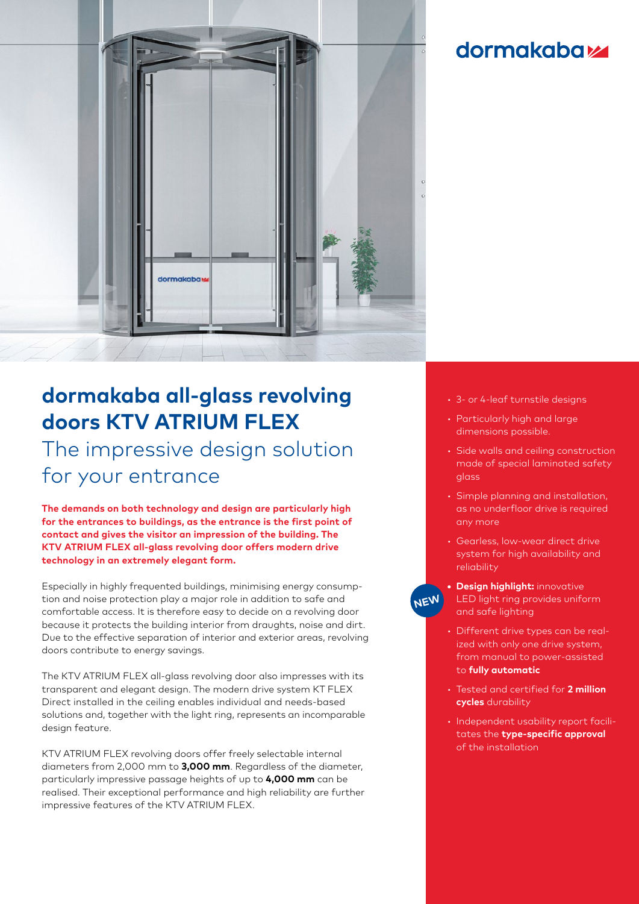dormakaba

# dormakaba all-glass revolving doors KTV ATRIUM FLEX

## The impressive design solution for your entrance

**The demands on both technology and design are particularly high for the entrances to buildings, as the entrance is the first point of contact and gives the visitor an impression of the building. The KTV ATRIUM FLEX all-glass revolving door offers modern drive technology in an extremely elegant form.**

Especially in highly frequented buildings, minimising energy consumption and noise protection play a major role in addition to safe and comfortable access. It is therefore easy to decide on a revolving door because it protects the building interior from draughts, noise and dirt. Due to the effective separation of interior and exterior areas, revolving doors contribute to energy savings.

The KTV ATRIUM FLEX all-glass revolving door also impresses with its transparent and elegant design. The modern drive system KT FLEX Direct installed in the ceiling enables individual and needs-based solutions and, together with the light ring, represents an incomparable design feature.

KTV ATRIUM FLEX revolving doors offer freely selectable internal diameters from 2,000 mm to **3,000 mm**. Regardless of the diameter, particularly impressive passage heights of up to **4,000 mm** can be realised. Their exceptional performance and high reliability are further impressive features of the KTV ATRIUM FLEX.

- 3- or 4-leaf turnstile designs
- Particularly high and large dimensions possible.
- Side walls and ceiling construction made of special laminated safety glass
- Simple planning and installation, as no underfloor drive is required any more
- Gearless, low-wear direct drive system for high availability and reliability
- NEW **Design highlight:** innovative LED light ring provides uniform and safe lighting
- Different drive types can be realized with only one drive system, from manual to power-assisted to **fully automatic**
- Tested and certified for **2 million cycles** durability
- Independent usability report facilitates the **type-specific approval** of the installation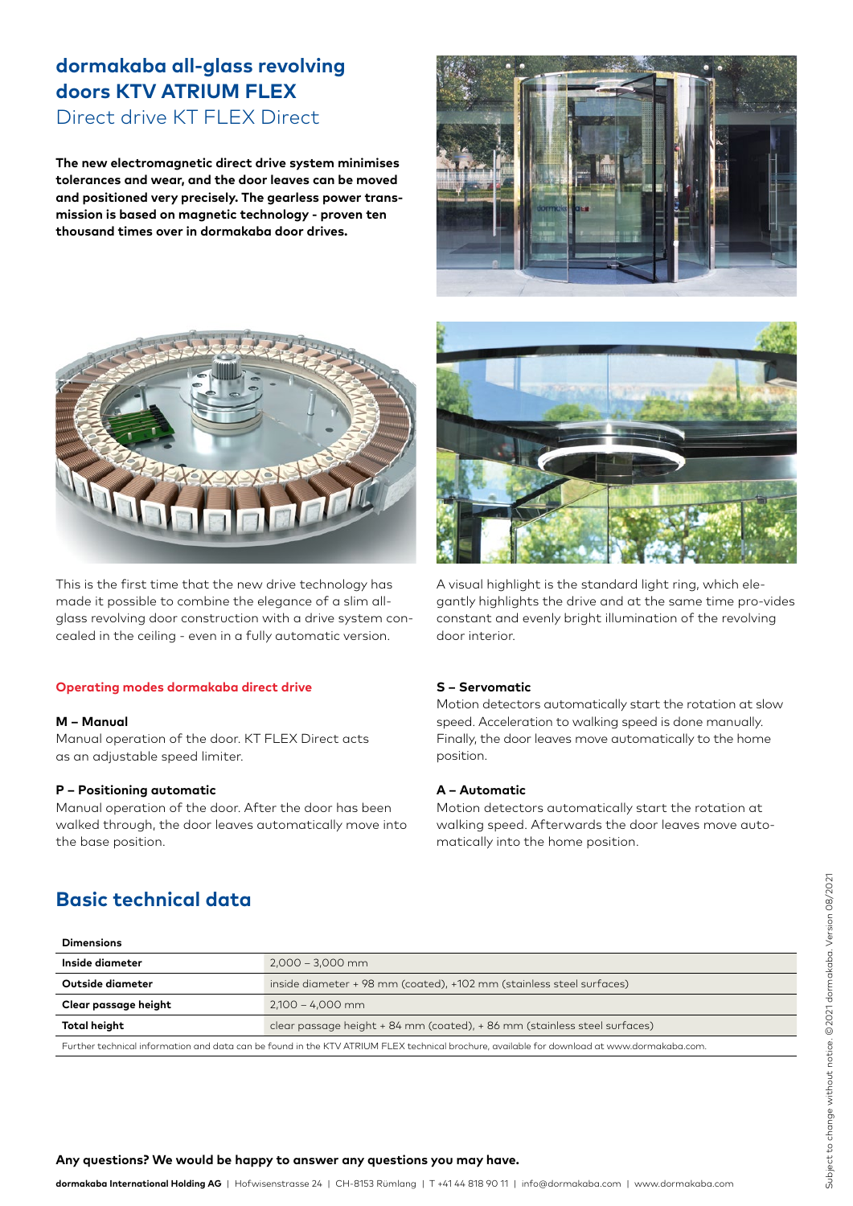# dormakaba all-glass revolving doors KTV ATRIUM FLEX

## Direct drive KT FLEX Direct

**The new electromagnetic direct drive system minimises tolerances and wear, and the door leaves can be moved and positioned very precisely. The gearless power transmission is based on magnetic technology - proven ten thousand times over in dormakaba door drives.**

This is the first time that the new drive technology has made it possible to combine the elegance of a slim all-glass revolving door construction with a drive system concealed in the ceiling - even in a fully automatic version.

A visual highlight is the standard light ring, which elegantly highlights the drive and at the same time provides constant and evenly bright illumination of the revolving door interior.

### Operating modes dormakaba direct drive

**M – Manual**
Manual operation of the door. KT FLEX Direct acts as an adjustable speed limiter.

**P – Positioning automatic**
Manual operation of the door. After the door has been walked through, the door leaves automatically move into the base position.

**S – Servomatic**
Motion detectors automatically start the rotation at slow speed. Acceleration to walking speed is done manually. Finally, the door leaves move automatically to the home position.

**A – Automatic**
Motion detectors automatically start the rotation at walking speed. Afterwards the door leaves move automatically into the home position.

## Basic technical data

| Dimensions | |
|---|---|
| **Inside diameter** | 2,000 – 3,000 mm |
| **Outside diameter** | inside diameter + 98 mm (coated), +102 mm (stainless steel surfaces) |
| **Clear passage height** | 2,100 – 4,000 mm |
| **Total height** | clear passage height + 84 mm (coated), + 86 mm (stainless steel surfaces) |

Further technical information and data can be found in the KTV ATRIUM FLEX technical brochure, available for download at www.dormakaba.com.

**Any questions? We would be happy to answer any questions you may have.**

**dormakaba International Holding AG** | Hofwisenstrasse 24 | CH-8153 Rümlang | T +41 44 818 90 11 | info@dormakaba.com | www.dormakaba.com

Subject to change without notice. ©2021 dormakaba. Version 08/2021